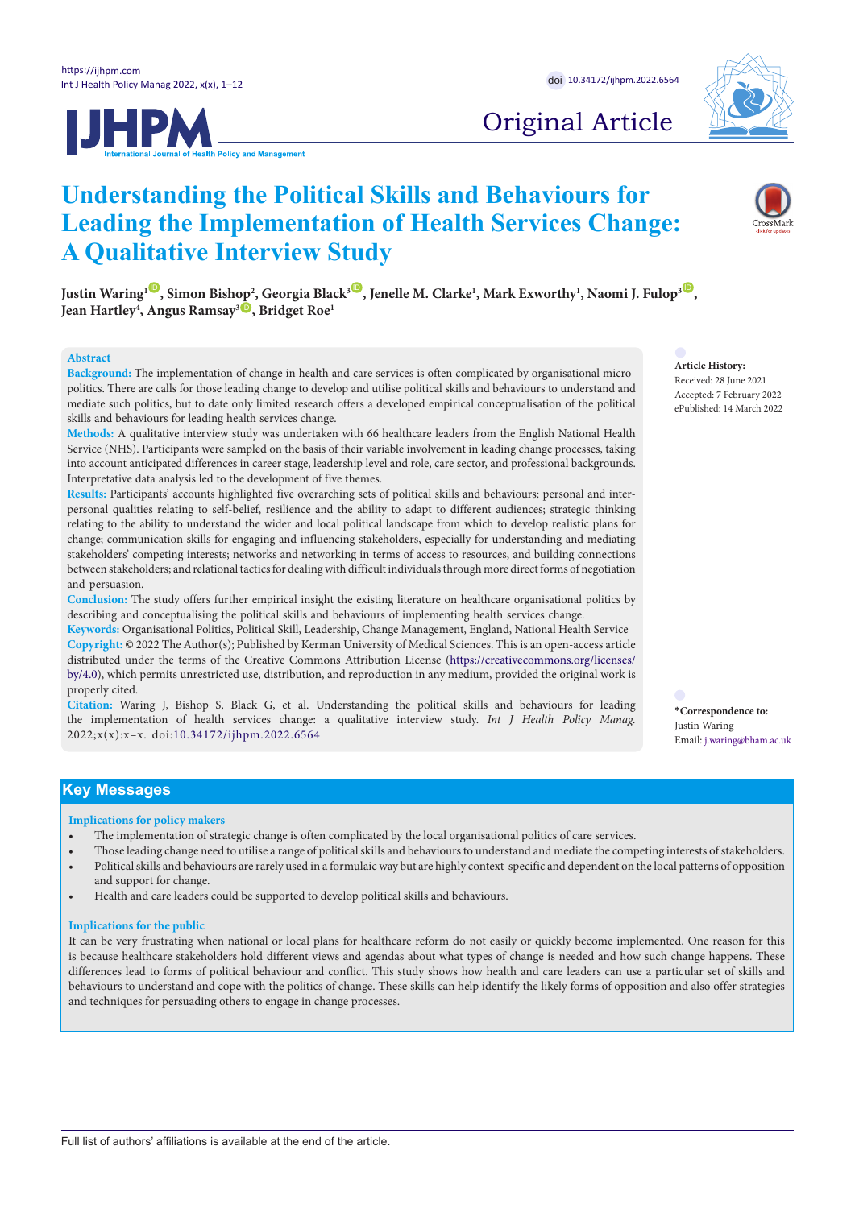Original Article

# Understanding the Political Skills and Behaviours for Leading the Implementation of Health Services Change: A Qualitative Interview Study

**Justin Waring[1], Simon Bishop[2], Georgia Black[3], Jenelle M. Clarke[1], Mark Exworthy[1], Naomi J. Fulop[3], Jean Hartley[4], Angus Ramsay[3], Bridget Roe[1]**

## Abstract

**Background:** The implementation of change in health and care services is often complicated by organisational micro-politics. There are calls for those leading change to develop and utilise political skills and behaviours to understand and mediate such politics, but to date only limited research offers a developed empirical conceptualisation of the political skills and behaviours for leading health services change.

**Methods:** A qualitative interview study was undertaken with 66 healthcare leaders from the English National Health Service (NHS). Participants were sampled on the basis of their variable involvement in leading change processes, taking into account anticipated differences in career stage, leadership level and role, care sector, and professional backgrounds. Interpretative data analysis led to the development of five themes.

**Results:** Participants' accounts highlighted five overarching sets of political skills and behaviours: personal and inter-personal qualities relating to self-belief, resilience and the ability to adapt to different audiences; strategic thinking relating to the ability to understand the wider and local political landscape from which to develop realistic plans for change; communication skills for engaging and influencing stakeholders, especially for understanding and mediating stakeholders' competing interests; networks and networking in terms of access to resources, and building connections between stakeholders; and relational tactics for dealing with difficult individuals through more direct forms of negotiation and persuasion.

**Conclusion:** The study offers further empirical insight the existing literature on healthcare organisational politics by describing and conceptualising the political skills and behaviours of implementing health services change.

**Keywords:** Organisational Politics, Political Skill, Leadership, Change Management, England, National Health Service

**Copyright:** © 2022 The Author(s); Published by Kerman University of Medical Sciences. This is an open-access article distributed under the terms of the Creative Commons Attribution License (https://creativecommons.org/licenses/by/4.0), which permits unrestricted use, distribution, and reproduction in any medium, provided the original work is properly cited.

**Citation:** Waring J, Bishop S, Black G, et al. Understanding the political skills and behaviours for leading the implementation of health services change: a qualitative interview study. *Int J Health Policy Manag.* 2022;x(x):x–x. doi:10.34172/ijhpm.2022.6564

**Article History:**
Received: 28 June 2021
Accepted: 7 February 2022
ePublished: 14 March 2022

**\*Correspondence to:**
Justin Waring
Email: j.waring@bham.ac.uk

## Key Messages

### Implications for policy makers

- The implementation of strategic change is often complicated by the local organisational politics of care services.
- Those leading change need to utilise a range of political skills and behaviours to understand and mediate the competing interests of stakeholders.
- Political skills and behaviours are rarely used in a formulaic way but are highly context-specific and dependent on the local patterns of opposition and support for change.
- Health and care leaders could be supported to develop political skills and behaviours.

### Implications for the public

It can be very frustrating when national or local plans for healthcare reform do not easily or quickly become implemented. One reason for this is because healthcare stakeholders hold different views and agendas about what types of change is needed and how such change happens. These differences lead to forms of political behaviour and conflict. This study shows how health and care leaders can use a particular set of skills and behaviours to understand and cope with the politics of change. These skills can help identify the likely forms of opposition and also offer strategies and techniques for persuading others to engage in change processes.

Full list of authors' affiliations is available at the end of the article.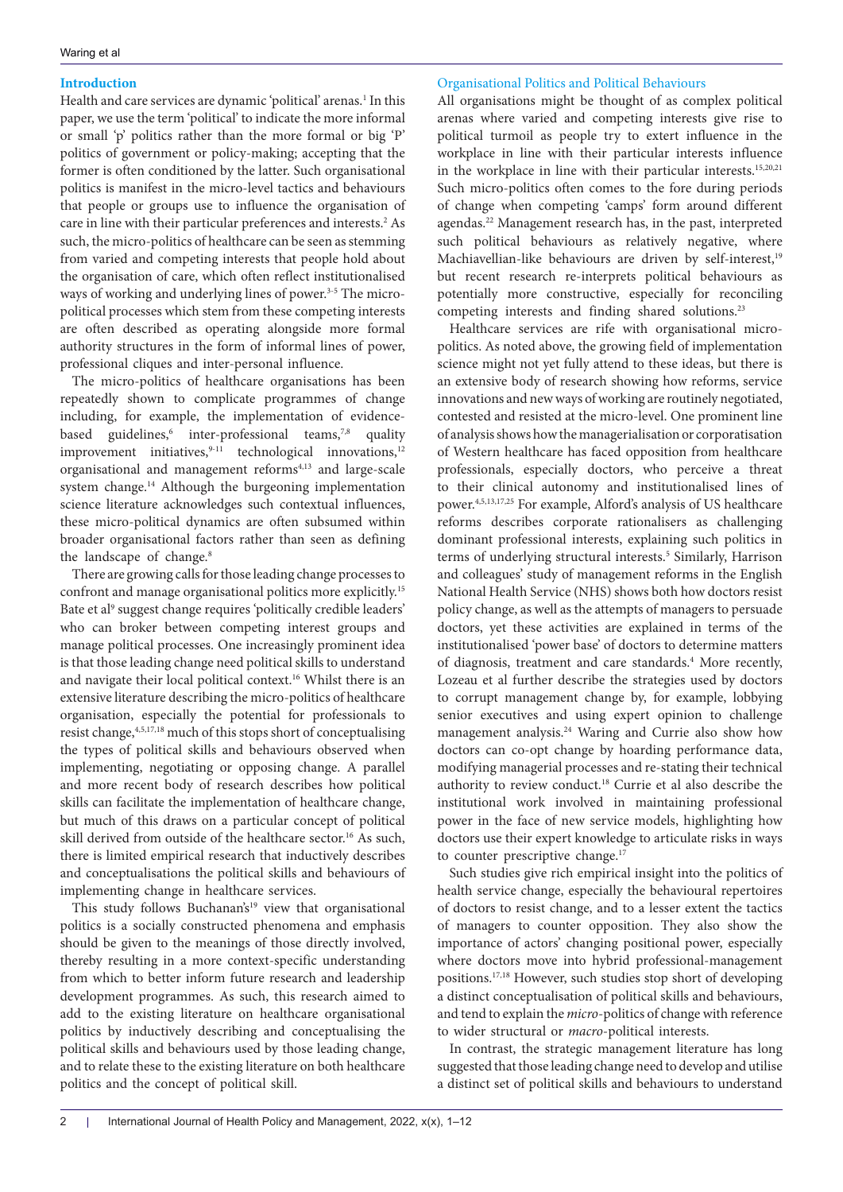## Introduction

Health and care services are dynamic 'political' arenas.[1] In this paper, we use the term 'political' to indicate the more informal or small 'p' politics rather than the more formal or big 'P' politics of government or policy-making; accepting that the former is often conditioned by the latter. Such organisational politics is manifest in the micro-level tactics and behaviours that people or groups use to influence the organisation of care in line with their particular preferences and interests.[2] As such, the micro-politics of healthcare can be seen as stemming from varied and competing interests that people hold about the organisation of care, which often reflect institutionalised ways of working and underlying lines of power.[3-5] The micro-political processes which stem from these competing interests are often described as operating alongside more formal authority structures in the form of informal lines of power, professional cliques and inter-personal influence.

The micro-politics of healthcare organisations has been repeatedly shown to complicate programmes of change including, for example, the implementation of evidence-based guidelines,[6] inter-professional teams,[7,8] quality improvement initiatives,[9-11] technological innovations,[12] organisational and management reforms[4,13] and large-scale system change.[14] Although the burgeoning implementation science literature acknowledges such contextual influences, these micro-political dynamics are often subsumed within broader organisational factors rather than seen as defining the landscape of change.[8]

There are growing calls for those leading change processes to confront and manage organisational politics more explicitly.[15] Bate et al[9] suggest change requires 'politically credible leaders' who can broker between competing interest groups and manage political processes. One increasingly prominent idea is that those leading change need political skills to understand and navigate their local political context.[16] Whilst there is an extensive literature describing the micro-politics of healthcare organisation, especially the potential for professionals to resist change,[4,5,17,18] much of this stops short of conceptualising the types of political skills and behaviours observed when implementing, negotiating or opposing change. A parallel and more recent body of research describes how political skills can facilitate the implementation of healthcare change, but much of this draws on a particular concept of political skill derived from outside of the healthcare sector.[16] As such, there is limited empirical research that inductively describes and conceptualisations the political skills and behaviours of implementing change in healthcare services.

This study follows Buchanan's[19] view that organisational politics is a socially constructed phenomena and emphasis should be given to the meanings of those directly involved, thereby resulting in a more context-specific understanding from which to better inform future research and leadership development programmes. As such, this research aimed to add to the existing literature on healthcare organisational politics by inductively describing and conceptualising the political skills and behaviours used by those leading change, and to relate these to the existing literature on both healthcare politics and the concept of political skill.

### Organisational Politics and Political Behaviours

All organisations might be thought of as complex political arenas where varied and competing interests give rise to political turmoil as people try to extert influence in the workplace in line with their particular interests influence in the workplace in line with their particular interests.[15,20,21] Such micro-politics often comes to the fore during periods of change when competing 'camps' form around different agendas.[22] Management research has, in the past, interpreted such political behaviours as relatively negative, where Machiavellian-like behaviours are driven by self-interest,[19] but recent research re-interprets political behaviours as potentially more constructive, especially for reconciling competing interests and finding shared solutions.[23]

Healthcare services are rife with organisational micro-politics. As noted above, the growing field of implementation science might not yet fully attend to these ideas, but there is an extensive body of research showing how reforms, service innovations and new ways of working are routinely negotiated, contested and resisted at the micro-level. One prominent line of analysis shows how the managerialisation or corporatisation of Western healthcare has faced opposition from healthcare professionals, especially doctors, who perceive a threat to their clinical autonomy and institutionalised lines of power.[4,5,13,17,25] For example, Alford's analysis of US healthcare reforms describes corporate rationalisers as challenging dominant professional interests, explaining such politics in terms of underlying structural interests.[5] Similarly, Harrison and colleagues' study of management reforms in the English National Health Service (NHS) shows both how doctors resist policy change, as well as the attempts of managers to persuade doctors, yet these activities are explained in terms of the institutionalised 'power base' of doctors to determine matters of diagnosis, treatment and care standards.[4] More recently, Lozeau et al further describe the strategies used by doctors to corrupt management change by, for example, lobbying senior executives and using expert opinion to challenge management analysis.[24] Waring and Currie also show how doctors can co-opt change by hoarding performance data, modifying managerial processes and re-stating their technical authority to review conduct.[18] Currie et al also describe the institutional work involved in maintaining professional power in the face of new service models, highlighting how doctors use their expert knowledge to articulate risks in ways to counter prescriptive change.[17]

Such studies give rich empirical insight into the politics of health service change, especially the behavioural repertoires of doctors to resist change, and to a lesser extent the tactics of managers to counter opposition. They also show the importance of actors' changing positional power, especially where doctors move into hybrid professional-management positions.[17,18] However, such studies stop short of developing a distinct conceptualisation of political skills and behaviours, and tend to explain the *micro*-politics of change with reference to wider structural or *macro*-political interests.

In contrast, the strategic management literature has long suggested that those leading change need to develop and utilise a distinct set of political skills and behaviours to understand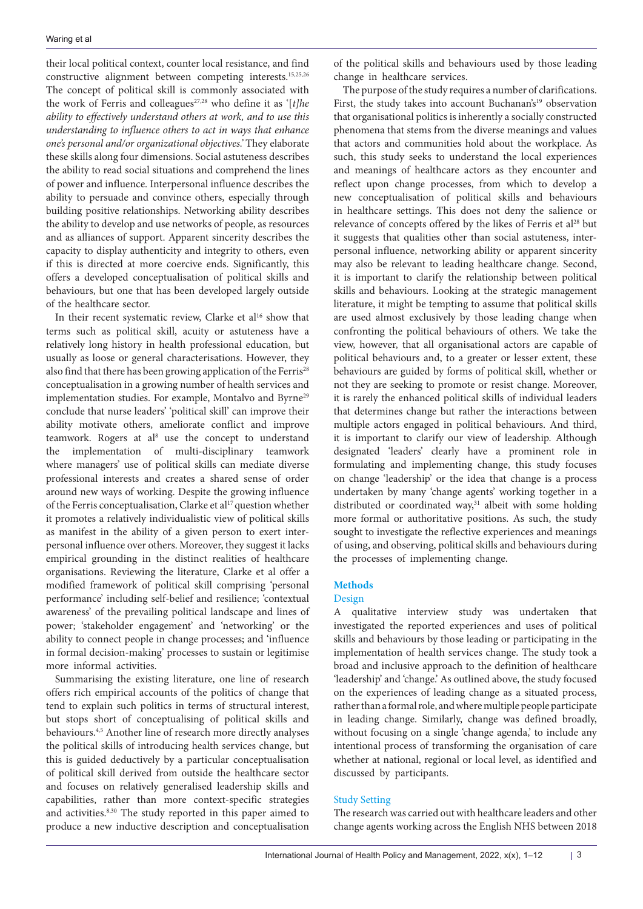their local political context, counter local resistance, and find constructive alignment between competing interests.[15,25,26] The concept of political skill is commonly associated with the work of Ferris and colleagues[27,28] who define it as '*[t]he ability to effectively understand others at work, and to use this understanding to influence others to act in ways that enhance one's personal and/or organizational objectives.*' They elaborate these skills along four dimensions. Social astuteness describes the ability to read social situations and comprehend the lines of power and influence. Interpersonal influence describes the ability to persuade and convince others, especially through building positive relationships. Networking ability describes the ability to develop and use networks of people, as resources and as alliances of support. Apparent sincerity describes the capacity to display authenticity and integrity to others, even if this is directed at more coercive ends. Significantly, this offers a developed conceptualisation of political skills and behaviours, but one that has been developed largely outside of the healthcare sector.

In their recent systematic review, Clarke et al[16] show that terms such as political skill, acuity or astuteness have a relatively long history in health professional education, but usually as loose or general characterisations. However, they also find that there has been growing application of the Ferris[28] conceptualisation in a growing number of health services and implementation studies. For example, Montalvo and Byrne[29] conclude that nurse leaders' 'political skill' can improve their ability motivate others, ameliorate conflict and improve teamwork. Rogers at al[8] use the concept to understand the implementation of multi-disciplinary teamwork where managers' use of political skills can mediate diverse professional interests and creates a shared sense of order around new ways of working. Despite the growing influence of the Ferris conceptualisation, Clarke et al[17] question whether it promotes a relatively individualistic view of political skills as manifest in the ability of a given person to exert interpersonal influence over others. Moreover, they suggest it lacks empirical grounding in the distinct realities of healthcare organisations. Reviewing the literature, Clarke et al offer a modified framework of political skill comprising 'personal performance' including self-belief and resilience; 'contextual awareness' of the prevailing political landscape and lines of power; 'stakeholder engagement' and 'networking' or the ability to connect people in change processes; and 'influence in formal decision-making' processes to sustain or legitimise more informal activities.

Summarising the existing literature, one line of research offers rich empirical accounts of the politics of change that tend to explain such politics in terms of structural interest, but stops short of conceptualising of political skills and behaviours.[4,5] Another line of research more directly analyses the political skills of introducing health services change, but this is guided deductively by a particular conceptualisation of political skill derived from outside the healthcare sector and focuses on relatively generalised leadership skills and capabilities, rather than more context-specific strategies and activities.[8,30] The study reported in this paper aimed to produce a new inductive description and conceptualisation of the political skills and behaviours used by those leading change in healthcare services.

The purpose of the study requires a number of clarifications. First, the study takes into account Buchanan's[19] observation that organisational politics is inherently a socially constructed phenomena that stems from the diverse meanings and values that actors and communities hold about the workplace. As such, this study seeks to understand the local experiences and meanings of healthcare actors as they encounter and reflect upon change processes, from which to develop a new conceptualisation of political skills and behaviours in healthcare settings. This does not deny the salience or relevance of concepts offered by the likes of Ferris et al[28] but it suggests that qualities other than social astuteness, interpersonal influence, networking ability or apparent sincerity may also be relevant to leading healthcare change. Second, it is important to clarify the relationship between political skills and behaviours. Looking at the strategic management literature, it might be tempting to assume that political skills are used almost exclusively by those leading change when confronting the political behaviours of others. We take the view, however, that all organisational actors are capable of political behaviours and, to a greater or lesser extent, these behaviours are guided by forms of political skill, whether or not they are seeking to promote or resist change. Moreover, it is rarely the enhanced political skills of individual leaders that determines change but rather the interactions between multiple actors engaged in political behaviours. And third, it is important to clarify our view of leadership. Although designated 'leaders' clearly have a prominent role in formulating and implementing change, this study focuses on change 'leadership' or the idea that change is a process undertaken by many 'change agents' working together in a distributed or coordinated way,[31] albeit with some holding more formal or authoritative positions. As such, the study sought to investigate the reflective experiences and meanings of using, and observing, political skills and behaviours during the processes of implementing change.

## Methods

### Design

A qualitative interview study was undertaken that investigated the reported experiences and uses of political skills and behaviours by those leading or participating in the implementation of health services change. The study took a broad and inclusive approach to the definition of healthcare 'leadership' and 'change.' As outlined above, the study focused on the experiences of leading change as a situated process, rather than a formal role, and where multiple people participate in leading change. Similarly, change was defined broadly, without focusing on a single 'change agenda,' to include any intentional process of transforming the organisation of care whether at national, regional or local level, as identified and discussed by participants.

### Study Setting

The research was carried out with healthcare leaders and other change agents working across the English NHS between 2018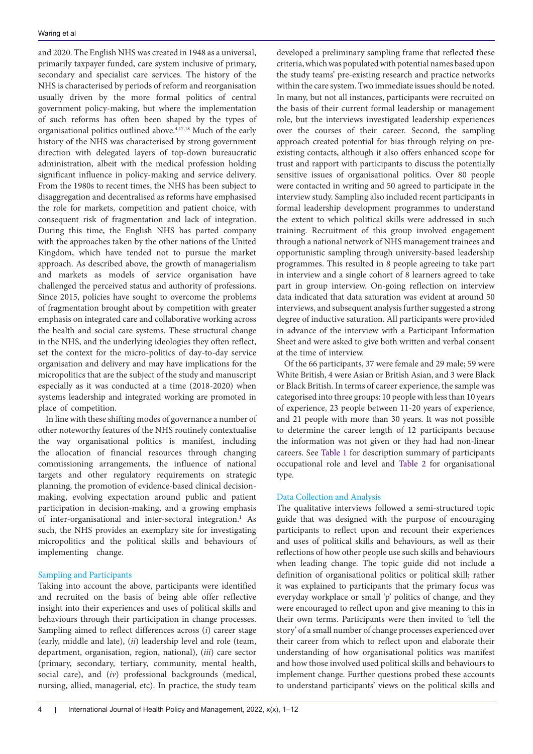and 2020. The English NHS was created in 1948 as a universal, primarily taxpayer funded, care system inclusive of primary, secondary and specialist care services. The history of the NHS is characterised by periods of reform and reorganisation usually driven by the more formal politics of central government policy-making, but where the implementation of such reforms has often been shaped by the types of organisational politics outlined above.[4,17,18] Much of the early history of the NHS was characterised by strong government direction with delegated layers of top-down bureaucratic administration, albeit with the medical profession holding significant influence in policy-making and service delivery. From the 1980s to recent times, the NHS has been subject to disaggregation and decentralised as reforms have emphasised the role for markets, competition and patient choice, with consequent risk of fragmentation and lack of integration. During this time, the English NHS has parted company with the approaches taken by the other nations of the United Kingdom, which have tended not to pursue the market approach. As described above, the growth of managerialism and markets as models of service organisation have challenged the perceived status and authority of professions. Since 2015, policies have sought to overcome the problems of fragmentation brought about by competition with greater emphasis on integrated care and collaborative working across the health and social care systems. These structural change in the NHS, and the underlying ideologies they often reflect, set the context for the micro-politics of day-to-day service organisation and delivery and may have implications for the micropolitics that are the subject of the study and manuscript especially as it was conducted at a time (2018-2020) when systems leadership and integrated working are promoted in place of competition.

In line with these shifting modes of governance a number of other noteworthy features of the NHS routinely contextualise the way organisational politics is manifest, including the allocation of financial resources through changing commissioning arrangements, the influence of national targets and other regulatory requirements on strategic planning, the promotion of evidence-based clinical decision-making, evolving expectation around public and patient participation in decision-making, and a growing emphasis of inter-organisational and inter-sectoral integration.[1] As such, the NHS provides an exemplary site for investigating micropolitics and the political skills and behaviours of implementing change.

## Sampling and Participants

Taking into account the above, participants were identified and recruited on the basis of being able offer reflective insight into their experiences and uses of political skills and behaviours through their participation in change processes. Sampling aimed to reflect differences across (*i*) career stage (early, middle and late), (*ii*) leadership level and role (team, department, organisation, region, national), (*iii*) care sector (primary, secondary, tertiary, community, mental health, social care), and (*iv*) professional backgrounds (medical, nursing, allied, managerial, etc). In practice, the study team developed a preliminary sampling frame that reflected these criteria, which was populated with potential names based upon the study teams' pre-existing research and practice networks within the care system. Two immediate issues should be noted. In many, but not all instances, participants were recruited on the basis of their current formal leadership or management role, but the interviews investigated leadership experiences over the courses of their career. Second, the sampling approach created potential for bias through relying on pre-existing contacts, although it also offers enhanced scope for trust and rapport with participants to discuss the potentially sensitive issues of organisational politics. Over 80 people were contacted in writing and 50 agreed to participate in the interview study. Sampling also included recent participants in formal leadership development programmes to understand the extent to which political skills were addressed in such training. Recruitment of this group involved engagement through a national network of NHS management trainees and opportunistic sampling through university-based leadership programmes. This resulted in 8 people agreeing to take part in interview and a single cohort of 8 learners agreed to take part in group interview. On-going reflection on interview data indicated that data saturation was evident at around 50 interviews, and subsequent analysis further suggested a strong degree of inductive saturation. All participants were provided in advance of the interview with a Participant Information Sheet and were asked to give both written and verbal consent at the time of interview.

Of the 66 participants, 37 were female and 29 male; 59 were White British, 4 were Asian or British Asian, and 3 were Black or Black British. In terms of career experience, the sample was categorised into three groups: 10 people with less than 10 years of experience, 23 people between 11-20 years of experience, and 21 people with more than 30 years. It was not possible to determine the career length of 12 participants because the information was not given or they had had non-linear careers. See Table 1 for description summary of participants occupational role and level and Table 2 for organisational type.

## Data Collection and Analysis

The qualitative interviews followed a semi-structured topic guide that was designed with the purpose of encouraging participants to reflect upon and recount their experiences and uses of political skills and behaviours, as well as their reflections of how other people use such skills and behaviours when leading change. The topic guide did not include a definition of organisational politics or political skill; rather it was explained to participants that the primary focus was everyday workplace or small 'p' politics of change, and they were encouraged to reflect upon and give meaning to this in their own terms. Participants were then invited to 'tell the story' of a small number of change processes experienced over their career from which to reflect upon and elaborate their understanding of how organisational politics was manifest and how those involved used political skills and behaviours to implement change. Further questions probed these accounts to understand participants' views on the political skills and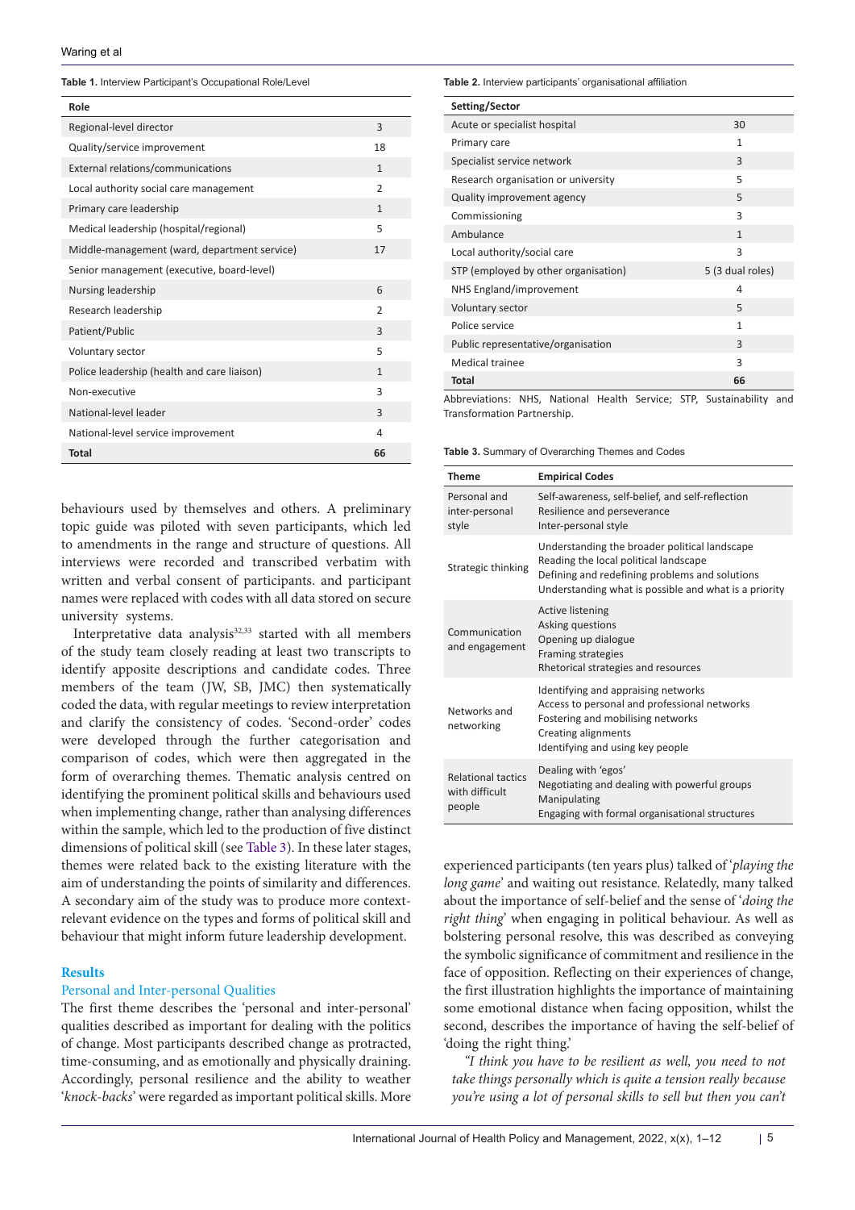**Table 1.** Interview Participant's Occupational Role/Level

| Role | |
|---|---|
| Regional-level director | 3 |
| Quality/service improvement | 18 |
| External relations/communications | 1 |
| Local authority social care management | 2 |
| Primary care leadership | 1 |
| Medical leadership (hospital/regional) | 5 |
| Middle-management (ward, department service) | 17 |
| Senior management (executive, board-level) | |
| Nursing leadership | 6 |
| Research leadership | 2 |
| Patient/Public | 3 |
| Voluntary sector | 5 |
| Police leadership (health and care liaison) | 1 |
| Non-executive | 3 |
| National-level leader | 3 |
| National-level service improvement | 4 |
| **Total** | **66** |

**Table 2.** Interview participants' organisational affiliation

| Setting/Sector | |
|---|---|
| Acute or specialist hospital | 30 |
| Primary care | 1 |
| Specialist service network | 3 |
| Research organisation or university | 5 |
| Quality improvement agency | 5 |
| Commissioning | 3 |
| Ambulance | 1 |
| Local authority/social care | 3 |
| STP (employed by other organisation) | 5 (3 dual roles) |
| NHS England/improvement | 4 |
| Voluntary sector | 5 |
| Police service | 1 |
| Public representative/organisation | 3 |
| Medical trainee | 3 |
| **Total** | **66** |

Abbreviations: NHS, National Health Service; STP, Sustainability and Transformation Partnership.

**Table 3.** Summary of Overarching Themes and Codes

| Theme | Empirical Codes |
|---|---|
| Personal and inter-personal style | Self-awareness, self-belief, and self-reflection<br>Resilience and perseverance<br>Inter-personal style |
| Strategic thinking | Understanding the broader political landscape<br>Reading the local political landscape<br>Defining and redefining problems and solutions<br>Understanding what is possible and what is a priority |
| Communication and engagement | Active listening<br>Asking questions<br>Opening up dialogue<br>Framing strategies<br>Rhetorical strategies and resources |
| Networks and networking | Identifying and appraising networks<br>Access to personal and professional networks<br>Fostering and mobilising networks<br>Creating alignments<br>Identifying and using key people |
| Relational tactics with difficult people | Dealing with 'egos'<br>Negotiating and dealing with powerful groups<br>Manipulating<br>Engaging with formal organisational structures |

behaviours used by themselves and others. A preliminary topic guide was piloted with seven participants, which led to amendments in the range and structure of questions. All interviews were recorded and transcribed verbatim with written and verbal consent of participants. and participant names were replaced with codes with all data stored on secure university systems.

Interpretative data analysis[32,33] started with all members of the study team closely reading at least two transcripts to identify apposite descriptions and candidate codes. Three members of the team (JW, SB, JMC) then systematically coded the data, with regular meetings to review interpretation and clarify the consistency of codes. 'Second-order' codes were developed through the further categorisation and comparison of codes, which were then aggregated in the form of overarching themes. Thematic analysis centred on identifying the prominent political skills and behaviours used when implementing change, rather than analysing differences within the sample, which led to the production of five distinct dimensions of political skill (see Table 3). In these later stages, themes were related back to the existing literature with the aim of understanding the points of similarity and differences. A secondary aim of the study was to produce more context-relevant evidence on the types and forms of political skill and behaviour that might inform future leadership development.

## Results

### Personal and Inter-personal Qualities

The first theme describes the 'personal and inter-personal' qualities described as important for dealing with the politics of change. Most participants described change as protracted, time-consuming, and as emotionally and physically draining. Accordingly, personal resilience and the ability to weather '*knock-backs*' were regarded as important political skills. More experienced participants (ten years plus) talked of '*playing the long game*' and waiting out resistance. Relatedly, many talked about the importance of self-belief and the sense of '*doing the right thing*' when engaging in political behaviour. As well as bolstering personal resolve, this was described as conveying the symbolic significance of commitment and resilience in the face of opposition. Reflecting on their experiences of change, the first illustration highlights the importance of maintaining some emotional distance when facing opposition, whilst the second, describes the importance of having the self-belief of 'doing the right thing.'

*"I think you have to be resilient as well, you need to not take things personally which is quite a tension really because you're using a lot of personal skills to sell but then you can't*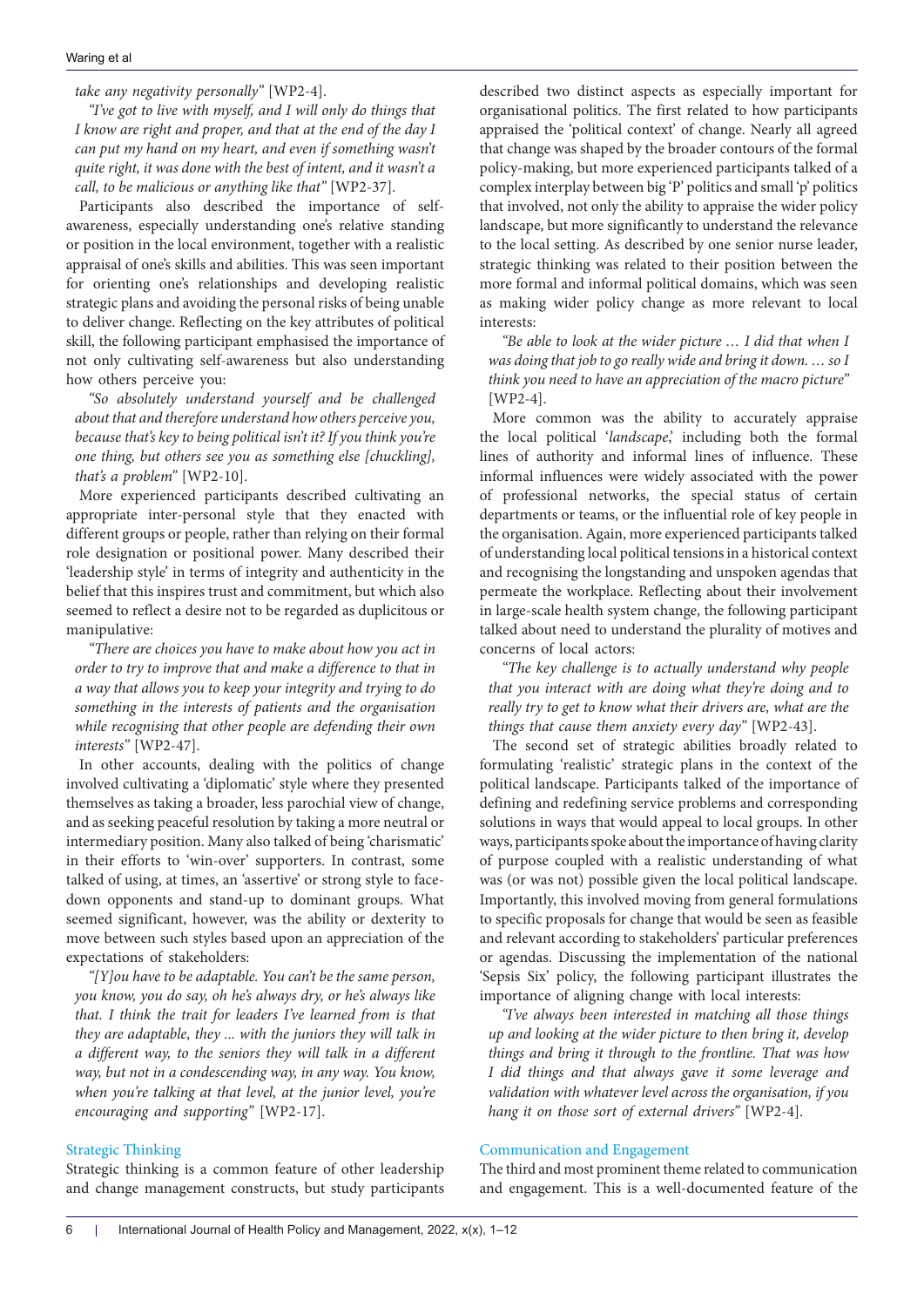*take any negativity personally"* [WP2-4].

*"I've got to live with myself, and I will only do things that I know are right and proper, and that at the end of the day I can put my hand on my heart, and even if something wasn't quite right, it was done with the best of intent, and it wasn't a call, to be malicious or anything like that"* [WP2-37].

Participants also described the importance of self-awareness, especially understanding one's relative standing or position in the local environment, together with a realistic appraisal of one's skills and abilities. This was seen important for orienting one's relationships and developing realistic strategic plans and avoiding the personal risks of being unable to deliver change. Reflecting on the key attributes of political skill, the following participant emphasised the importance of not only cultivating self-awareness but also understanding how others perceive you:

*"So absolutely understand yourself and be challenged about that and therefore understand how others perceive you, because that's key to being political isn't it? If you think you're one thing, but others see you as something else [chuckling], that's a problem"* [WP2-10].

More experienced participants described cultivating an appropriate inter-personal style that they enacted with different groups or people, rather than relying on their formal role designation or positional power. Many described their 'leadership style' in terms of integrity and authenticity in the belief that this inspires trust and commitment, but which also seemed to reflect a desire not to be regarded as duplicitous or manipulative:

*"There are choices you have to make about how you act in order to try to improve that and make a difference to that in a way that allows you to keep your integrity and trying to do something in the interests of patients and the organisation while recognising that other people are defending their own interests"* [WP2-47].

In other accounts, dealing with the politics of change involved cultivating a 'diplomatic' style where they presented themselves as taking a broader, less parochial view of change, and as seeking peaceful resolution by taking a more neutral or intermediary position. Many also talked of being 'charismatic' in their efforts to 'win-over' supporters. In contrast, some talked of using, at times, an 'assertive' or strong style to face-down opponents and stand-up to dominant groups. What seemed significant, however, was the ability or dexterity to move between such styles based upon an appreciation of the expectations of stakeholders:

*"[Y]ou have to be adaptable. You can't be the same person, you know, you do say, oh he's always dry, or he's always like that. I think the trait for leaders I've learned from is that they are adaptable, they ... with the juniors they will talk in a different way, to the seniors they will talk in a different way, but not in a condescending way, in any way. You know, when you're talking at that level, at the junior level, you're encouraging and supporting"* [WP2-17].

### Strategic Thinking

Strategic thinking is a common feature of other leadership and change management constructs, but study participants described two distinct aspects as especially important for organisational politics. The first related to how participants appraised the 'political context' of change. Nearly all agreed that change was shaped by the broader contours of the formal policy-making, but more experienced participants talked of a complex interplay between big 'P' politics and small 'p' politics that involved, not only the ability to appraise the wider policy landscape, but more significantly to understand the relevance to the local setting. As described by one senior nurse leader, strategic thinking was related to their position between the more formal and informal political domains, which was seen as making wider policy change as more relevant to local interests:

*"Be able to look at the wider picture … I did that when I was doing that job to go really wide and bring it down. … so I think you need to have an appreciation of the macro picture"* [WP2-4].

More common was the ability to accurately appraise the local political '*landscape*,' including both the formal lines of authority and informal lines of influence. These informal influences were widely associated with the power of professional networks, the special status of certain departments or teams, or the influential role of key people in the organisation. Again, more experienced participants talked of understanding local political tensions in a historical context and recognising the longstanding and unspoken agendas that permeate the workplace. Reflecting about their involvement in large-scale health system change, the following participant talked about need to understand the plurality of motives and concerns of local actors:

*"The key challenge is to actually understand why people that you interact with are doing what they're doing and to really try to get to know what their drivers are, what are the things that cause them anxiety every day"* [WP2-43].

The second set of strategic abilities broadly related to formulating 'realistic' strategic plans in the context of the political landscape. Participants talked of the importance of defining and redefining service problems and corresponding solutions in ways that would appeal to local groups. In other ways, participants spoke about the importance of having clarity of purpose coupled with a realistic understanding of what was (or was not) possible given the local political landscape. Importantly, this involved moving from general formulations to specific proposals for change that would be seen as feasible and relevant according to stakeholders' particular preferences or agendas. Discussing the implementation of the national 'Sepsis Six' policy, the following participant illustrates the importance of aligning change with local interests:

*"I've always been interested in matching all those things up and looking at the wider picture to then bring it, develop things and bring it through to the frontline. That was how I did things and that always gave it some leverage and validation with whatever level across the organisation, if you hang it on those sort of external drivers"* [WP2-4].

### Communication and Engagement

The third and most prominent theme related to communication and engagement. This is a well-documented feature of the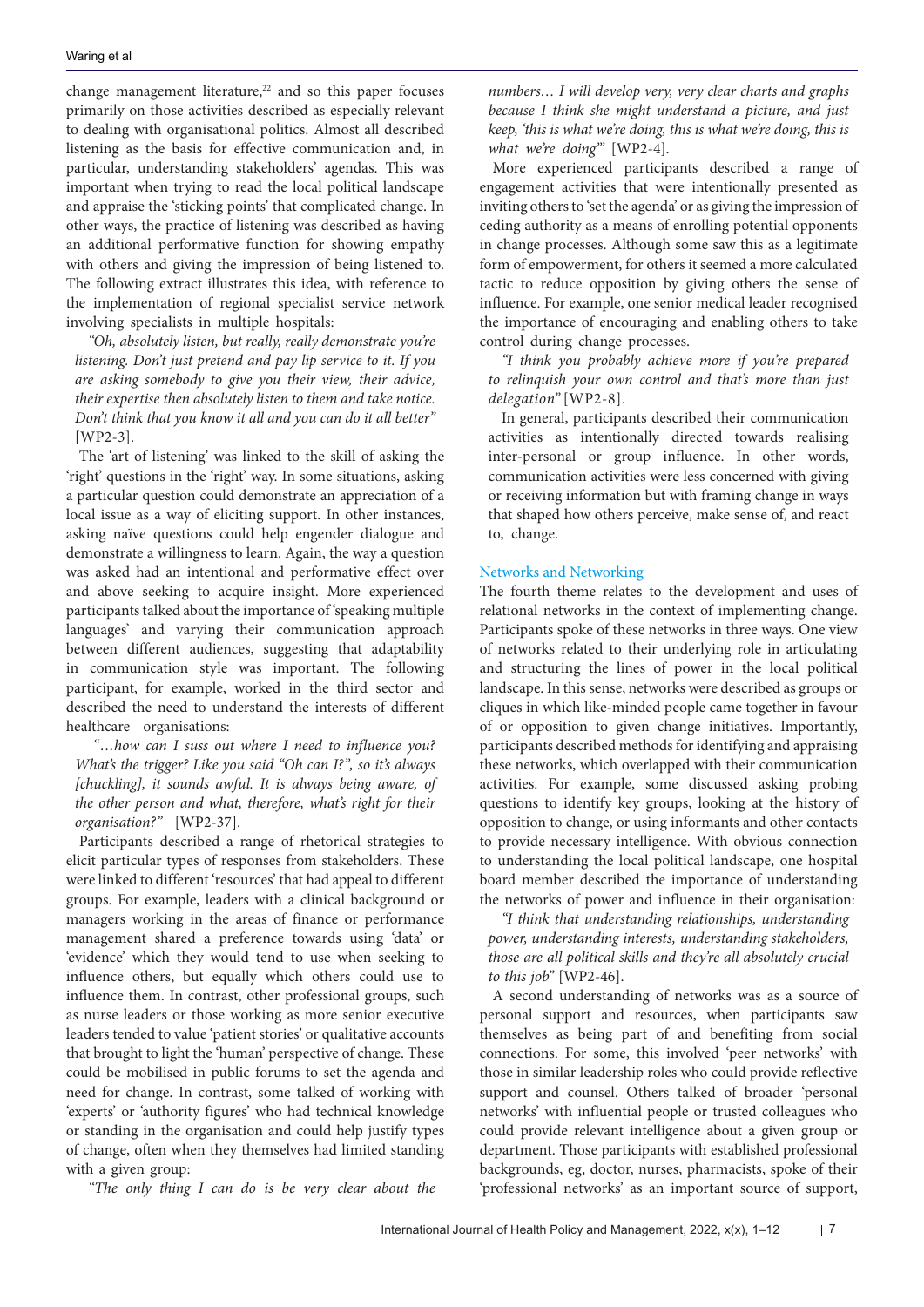change management literature,[22] and so this paper focuses primarily on those activities described as especially relevant to dealing with organisational politics. Almost all described listening as the basis for effective communication and, in particular, understanding stakeholders' agendas. This was important when trying to read the local political landscape and appraise the 'sticking points' that complicated change. In other ways, the practice of listening was described as having an additional performative function for showing empathy with others and giving the impression of being listened to. The following extract illustrates this idea, with reference to the implementation of regional specialist service network involving specialists in multiple hospitals:

*"Oh, absolutely listen, but really, really demonstrate you're listening. Don't just pretend and pay lip service to it. If you are asking somebody to give you their view, their advice, their expertise then absolutely listen to them and take notice. Don't think that you know it all and you can do it all better"* [WP2-3].

The 'art of listening' was linked to the skill of asking the 'right' questions in the 'right' way. In some situations, asking a particular question could demonstrate an appreciation of a local issue as a way of eliciting support. In other instances, asking naïve questions could help engender dialogue and demonstrate a willingness to learn. Again, the way a question was asked had an intentional and performative effect over and above seeking to acquire insight. More experienced participants talked about the importance of 'speaking multiple languages' and varying their communication approach between different audiences, suggesting that adaptability in communication style was important. The following participant, for example, worked in the third sector and described the need to understand the interests of different healthcare organisations:

*"…how can I suss out where I need to influence you? What's the trigger? Like you said "Oh can I?", so it's always [chuckling], it sounds awful. It is always being aware, of the other person and what, therefore, what's right for their organisation?"* [WP2-37].

Participants described a range of rhetorical strategies to elicit particular types of responses from stakeholders. These were linked to different 'resources' that had appeal to different groups. For example, leaders with a clinical background or managers working in the areas of finance or performance management shared a preference towards using 'data' or 'evidence' which they would tend to use when seeking to influence others, but equally which others could use to influence them. In contrast, other professional groups, such as nurse leaders or those working as more senior executive leaders tended to value 'patient stories' or qualitative accounts that brought to light the 'human' perspective of change. These could be mobilised in public forums to set the agenda and need for change. In contrast, some talked of working with 'experts' or 'authority figures' who had technical knowledge or standing in the organisation and could help justify types of change, often when they themselves had limited standing with a given group:

*"The only thing I can do is be very clear about the numbers… I will develop very, very clear charts and graphs because I think she might understand a picture, and just keep, 'this is what we're doing, this is what we're doing, this is what we're doing'"* [WP2-4].

More experienced participants described a range of engagement activities that were intentionally presented as inviting others to 'set the agenda' or as giving the impression of ceding authority as a means of enrolling potential opponents in change processes. Although some saw this as a legitimate form of empowerment, for others it seemed a more calculated tactic to reduce opposition by giving others the sense of influence. For example, one senior medical leader recognised the importance of encouraging and enabling others to take control during change processes.

*"I think you probably achieve more if you're prepared to relinquish your own control and that's more than just delegation"* [WP2-8].

In general, participants described their communication activities as intentionally directed towards realising inter-personal or group influence. In other words, communication activities were less concerned with giving or receiving information but with framing change in ways that shaped how others perceive, make sense of, and react to, change.

### Networks and Networking

The fourth theme relates to the development and uses of relational networks in the context of implementing change. Participants spoke of these networks in three ways. One view of networks related to their underlying role in articulating and structuring the lines of power in the local political landscape. In this sense, networks were described as groups or cliques in which like-minded people came together in favour of or opposition to given change initiatives. Importantly, participants described methods for identifying and appraising these networks, which overlapped with their communication activities. For example, some discussed asking probing questions to identify key groups, looking at the history of opposition to change, or using informants and other contacts to provide necessary intelligence. With obvious connection to understanding the local political landscape, one hospital board member described the importance of understanding the networks of power and influence in their organisation:

*"I think that understanding relationships, understanding power, understanding interests, understanding stakeholders, those are all political skills and they're all absolutely crucial to this job"* [WP2-46].

A second understanding of networks was as a source of personal support and resources, when participants saw themselves as being part of and benefiting from social connections. For some, this involved 'peer networks' with those in similar leadership roles who could provide reflective support and counsel. Others talked of broader 'personal networks' with influential people or trusted colleagues who could provide relevant intelligence about a given group or department. Those participants with established professional backgrounds, eg, doctor, nurses, pharmacists, spoke of their 'professional networks' as an important source of support,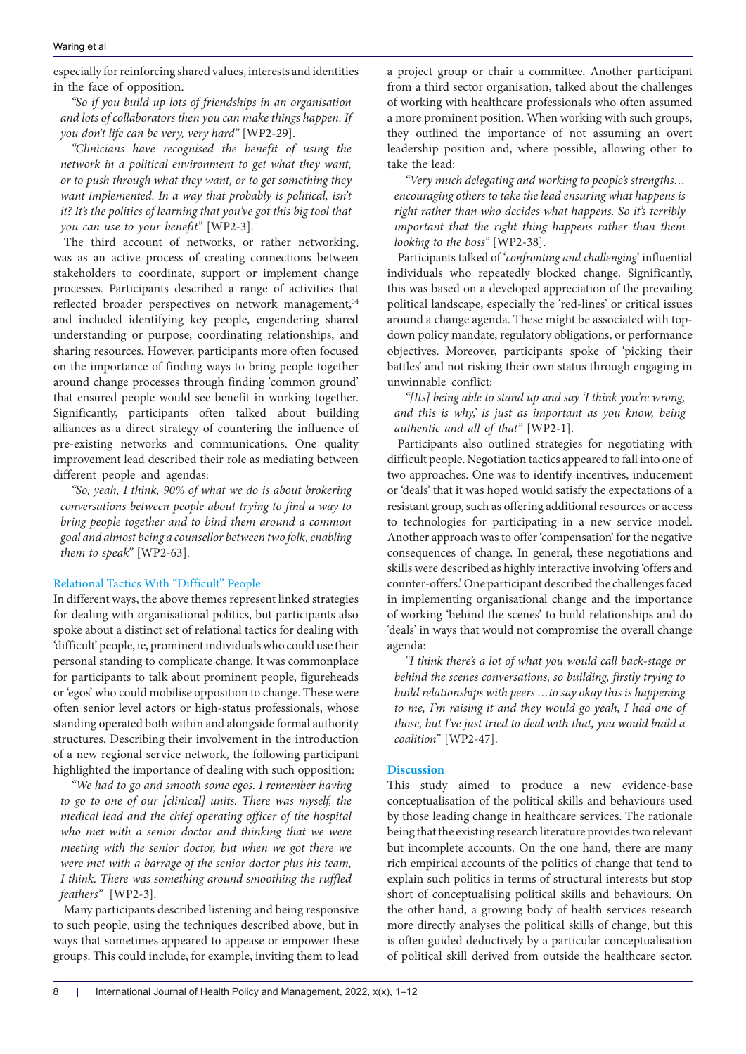especially for reinforcing shared values, interests and identities in the face of opposition.

*"So if you build up lots of friendships in an organisation and lots of collaborators then you can make things happen. If you don't life can be very, very hard"* [WP2-29].

*"Clinicians have recognised the benefit of using the network in a political environment to get what they want, or to push through what they want, or to get something they want implemented. In a way that probably is political, isn't it? It's the politics of learning that you've got this big tool that you can use to your benefit"* [WP2-3].

The third account of networks, or rather networking, was as an active process of creating connections between stakeholders to coordinate, support or implement change processes. Participants described a range of activities that reflected broader perspectives on network management,[34] and included identifying key people, engendering shared understanding or purpose, coordinating relationships, and sharing resources. However, participants more often focused on the importance of finding ways to bring people together around change processes through finding 'common ground' that ensured people would see benefit in working together. Significantly, participants often talked about building alliances as a direct strategy of countering the influence of pre-existing networks and communications. One quality improvement lead described their role as mediating between different people and agendas:

*"So, yeah, I think, 90% of what we do is about brokering conversations between people about trying to find a way to bring people together and to bind them around a common goal and almost being a counsellor between two folk, enabling them to speak"* [WP2-63].

### Relational Tactics With "Difficult" People

In different ways, the above themes represent linked strategies for dealing with organisational politics, but participants also spoke about a distinct set of relational tactics for dealing with 'difficult' people, ie, prominent individuals who could use their personal standing to complicate change. It was commonplace for participants to talk about prominent people, figureheads or 'egos' who could mobilise opposition to change. These were often senior level actors or high-status professionals, whose standing operated both within and alongside formal authority structures. Describing their involvement in the introduction of a new regional service network, the following participant highlighted the importance of dealing with such opposition:

*"We had to go and smooth some egos. I remember having to go to one of our [clinical] units. There was myself, the medical lead and the chief operating officer of the hospital who met with a senior doctor and thinking that we were meeting with the senior doctor, but when we got there we were met with a barrage of the senior doctor plus his team, I think. There was something around smoothing the ruffled feathers"* [WP2-3].

Many participants described listening and being responsive to such people, using the techniques described above, but in ways that sometimes appeared to appease or empower these groups. This could include, for example, inviting them to lead a project group or chair a committee. Another participant from a third sector organisation, talked about the challenges of working with healthcare professionals who often assumed a more prominent position. When working with such groups, they outlined the importance of not assuming an overt leadership position and, where possible, allowing other to take the lead:

*"Very much delegating and working to people's strengths… encouraging others to take the lead ensuring what happens is right rather than who decides what happens. So it's terribly important that the right thing happens rather than them looking to the boss"* [WP2-38].

Participants talked of '*confronting and challenging*' influential individuals who repeatedly blocked change. Significantly, this was based on a developed appreciation of the prevailing political landscape, especially the 'red-lines' or critical issues around a change agenda. These might be associated with top-down policy mandate, regulatory obligations, or performance objectives. Moreover, participants spoke of 'picking their battles' and not risking their own status through engaging in unwinnable conflict:

*"[Its] being able to stand up and say 'I think you're wrong, and this is why,' is just as important as you know, being authentic and all of that"* [WP2-1].

Participants also outlined strategies for negotiating with difficult people. Negotiation tactics appeared to fall into one of two approaches. One was to identify incentives, inducement or 'deals' that it was hoped would satisfy the expectations of a resistant group, such as offering additional resources or access to technologies for participating in a new service model. Another approach was to offer 'compensation' for the negative consequences of change. In general, these negotiations and skills were described as highly interactive involving 'offers and counter-offers.' One participant described the challenges faced in implementing organisational change and the importance of working 'behind the scenes' to build relationships and do 'deals' in ways that would not compromise the overall change agenda:

*"I think there's a lot of what you would call back-stage or behind the scenes conversations, so building, firstly trying to build relationships with peers …to say okay this is happening to me, I'm raising it and they would go yeah, I had one of those, but I've just tried to deal with that, you would build a coalition"* [WP2-47].

## Discussion

This study aimed to produce a new evidence-base conceptualisation of the political skills and behaviours used by those leading change in healthcare services. The rationale being that the existing research literature provides two relevant but incomplete accounts. On the one hand, there are many rich empirical accounts of the politics of change that tend to explain such politics in terms of structural interests but stop short of conceptualising political skills and behaviours. On the other hand, a growing body of health services research more directly analyses the political skills of change, but this is often guided deductively by a particular conceptualisation of political skill derived from outside the healthcare sector.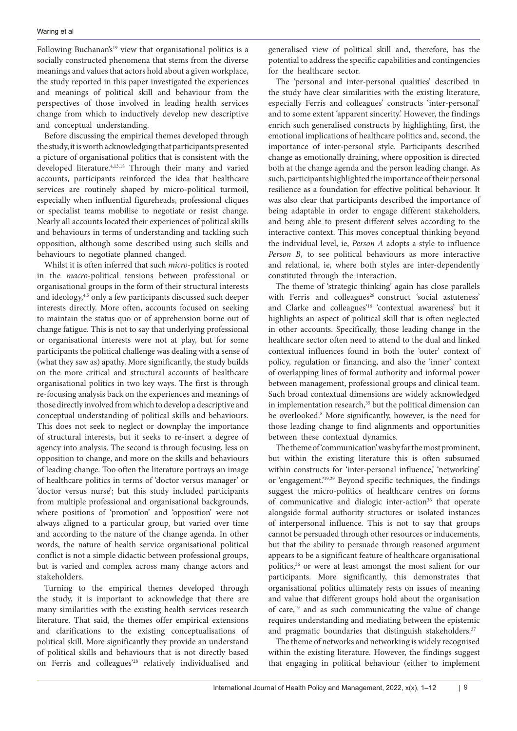Following Buchanan's[19] view that organisational politics is a socially constructed phenomena that stems from the diverse meanings and values that actors hold about a given workplace, the study reported in this paper investigated the experiences and meanings of political skill and behaviour from the perspectives of those involved in leading health services change from which to inductively develop new descriptive and conceptual understanding.

Before discussing the empirical themes developed through the study, it is worth acknowledging that participants presented a picture of organisational politics that is consistent with the developed literature.[4,13,18] Through their many and varied accounts, participants reinforced the idea that healthcare services are routinely shaped by micro-political turmoil, especially when influential figureheads, professional cliques or specialist teams mobilise to negotiate or resist change. Nearly all accounts located their experiences of political skills and behaviours in terms of understanding and tackling such opposition, although some described using such skills and behaviours to negotiate planned changed.

Whilst it is often inferred that such *micro*-politics is rooted in the *macro*-political tensions between professional or organisational groups in the form of their structural interests and ideology,[4,5] only a few participants discussed such deeper interests directly. More often, accounts focused on seeking to maintain the status quo or of apprehension borne out of change fatigue. This is not to say that underlying professional or organisational interests were not at play, but for some participants the political challenge was dealing with a sense of (what they saw as) apathy. More significantly, the study builds on the more critical and structural accounts of healthcare organisational politics in two key ways. The first is through re-focusing analysis back on the experiences and meanings of those directly involved from which to develop a descriptive and conceptual understanding of political skills and behaviours. This does not seek to neglect or downplay the importance of structural interests, but it seeks to re-insert a degree of agency into analysis. The second is through focusing, less on opposition to change, and more on the skills and behaviours of leading change. Too often the literature portrays an image of healthcare politics in terms of 'doctor versus manager' or 'doctor versus nurse'; but this study included participants from multiple professional and organisational backgrounds, where positions of 'promotion' and 'opposition' were not always aligned to a particular group, but varied over time and according to the nature of the change agenda. In other words, the nature of health service organisational political conflict is not a simple didactic between professional groups, but is varied and complex across many change actors and stakeholders.

Turning to the empirical themes developed through the study, it is important to acknowledge that there are many similarities with the existing health services research literature. That said, the themes offer empirical extensions and clarifications to the existing conceptualisations of political skill. More significantly they provide an understand of political skills and behaviours that is not directly based on Ferris and colleagues'[28] relatively individualised and generalised view of political skill and, therefore, has the potential to address the specific capabilities and contingencies for the healthcare sector.

The 'personal and inter-personal qualities' described in the study have clear similarities with the existing literature, especially Ferris and colleagues' constructs 'inter-personal' and to some extent 'apparent sincerity.' However, the findings enrich such generalised constructs by highlighting, first, the emotional implications of healthcare politics and, second, the importance of inter-personal style. Participants described change as emotionally draining, where opposition is directed both at the change agenda and the person leading change. As such, participants highlighted the importance of their personal resilience as a foundation for effective political behaviour. It was also clear that participants described the importance of being adaptable in order to engage different stakeholders, and being able to present different selves according to the interactive context. This moves conceptual thinking beyond the individual level, ie, *Person A* adopts a style to influence *Person B*, to see political behaviours as more interactive and relational, ie, where both styles are inter-dependently constituted through the interaction.

The theme of 'strategic thinking' again has close parallels with Ferris and colleagues[28] construct 'social astuteness' and Clarke and colleagues'[16] 'contextual awareness' but it highlights an aspect of political skill that is often neglected in other accounts. Specifically, those leading change in the healthcare sector often need to attend to the dual and linked contextual influences found in both the 'outer' context of policy, regulation or financing, and also the 'inner' context of overlapping lines of formal authority and informal power between management, professional groups and clinical team. Such broad contextual dimensions are widely acknowledged in implementation research,[35] but the political dimension can be overlooked.[8] More significantly, however, is the need for those leading change to find alignments and opportunities between these contextual dynamics.

The theme of 'communication' was by far the most prominent, but within the existing literature this is often subsumed within constructs for 'inter-personal influence,' 'networking' or 'engagement.'[19,29] Beyond specific techniques, the findings suggest the micro-politics of healthcare centres on forms of communicative and dialogic inter-action[36] that operate alongside formal authority structures or isolated instances of interpersonal influence. This is not to say that groups cannot be persuaded through other resources or inducements, but that the ability to persuade through reasoned argument appears to be a significant feature of healthcare organisational politics,[36] or were at least amongst the most salient for our participants. More significantly, this demonstrates that organisational politics ultimately rests on issues of meaning and value that different groups hold about the organisation of care,[19] and as such communicating the value of change requires understanding and mediating between the epistemic and pragmatic boundaries that distinguish stakeholders.[37]

The theme of networks and networking is widely recognised within the existing literature. However, the findings suggest that engaging in political behaviour (either to implement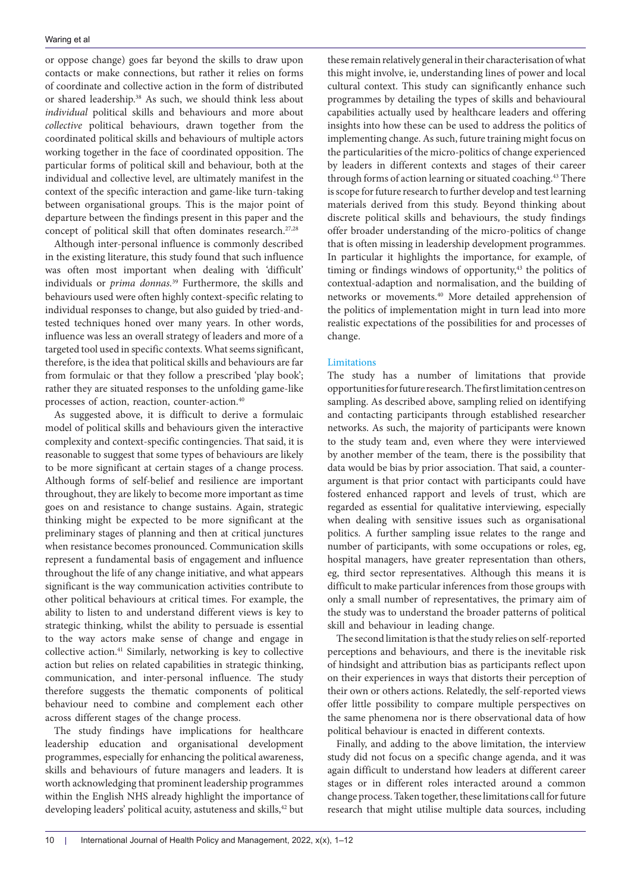or oppose change) goes far beyond the skills to draw upon contacts or make connections, but rather it relies on forms of coordinate and collective action in the form of distributed or shared leadership.[38] As such, we should think less about *individual* political skills and behaviours and more about *collective* political behaviours, drawn together from the coordinated political skills and behaviours of multiple actors working together in the face of coordinated opposition. The particular forms of political skill and behaviour, both at the individual and collective level, are ultimately manifest in the context of the specific interaction and game-like turn-taking between organisational groups. This is the major point of departure between the findings present in this paper and the concept of political skill that often dominates research.[27,28]

Although inter-personal influence is commonly described in the existing literature, this study found that such influence was often most important when dealing with 'difficult' individuals or *prima donnas*.[39] Furthermore, the skills and behaviours used were often highly context-specific relating to individual responses to change, but also guided by tried-and-tested techniques honed over many years. In other words, influence was less an overall strategy of leaders and more of a targeted tool used in specific contexts. What seems significant, therefore, is the idea that political skills and behaviours are far from formulaic or that they follow a prescribed 'play book'; rather they are situated responses to the unfolding game-like processes of action, reaction, counter-action.[40]

As suggested above, it is difficult to derive a formulaic model of political skills and behaviours given the interactive complexity and context-specific contingencies. That said, it is reasonable to suggest that some types of behaviours are likely to be more significant at certain stages of a change process. Although forms of self-belief and resilience are important throughout, they are likely to become more important as time goes on and resistance to change sustains. Again, strategic thinking might be expected to be more significant at the preliminary stages of planning and then at critical junctures when resistance becomes pronounced. Communication skills represent a fundamental basis of engagement and influence throughout the life of any change initiative, and what appears significant is the way communication activities contribute to other political behaviours at critical times. For example, the ability to listen to and understand different views is key to strategic thinking, whilst the ability to persuade is essential to the way actors make sense of change and engage in collective action.[41] Similarly, networking is key to collective action but relies on related capabilities in strategic thinking, communication, and inter-personal influence. The study therefore suggests the thematic components of political behaviour need to combine and complement each other across different stages of the change process.

The study findings have implications for healthcare leadership education and organisational development programmes, especially for enhancing the political awareness, skills and behaviours of future managers and leaders. It is worth acknowledging that prominent leadership programmes within the English NHS already highlight the importance of developing leaders' political acuity, astuteness and skills,[42] but these remain relatively general in their characterisation of what this might involve, ie, understanding lines of power and local cultural context. This study can significantly enhance such programmes by detailing the types of skills and behavioural capabilities actually used by healthcare leaders and offering insights into how these can be used to address the politics of implementing change. As such, future training might focus on the particularities of the micro-politics of change experienced by leaders in different contexts and stages of their career through forms of action learning or situated coaching.[43] There is scope for future research to further develop and test learning materials derived from this study. Beyond thinking about discrete political skills and behaviours, the study findings offer broader understanding of the micro-politics of change that is often missing in leadership development programmes. In particular it highlights the importance, for example, of timing or findings windows of opportunity,[43] the politics of contextual-adaption and normalisation, and the building of networks or movements.[40] More detailed apprehension of the politics of implementation might in turn lead into more realistic expectations of the possibilities for and processes of change.

### Limitations

The study has a number of limitations that provide opportunities for future research. The first limitation centres on sampling. As described above, sampling relied on identifying and contacting participants through established researcher networks. As such, the majority of participants were known to the study team and, even where they were interviewed by another member of the team, there is the possibility that data would be bias by prior association. That said, a counter-argument is that prior contact with participants could have fostered enhanced rapport and levels of trust, which are regarded as essential for qualitative interviewing, especially when dealing with sensitive issues such as organisational politics. A further sampling issue relates to the range and number of participants, with some occupations or roles, eg, hospital managers, have greater representation than others, eg, third sector representatives. Although this means it is difficult to make particular inferences from those groups with only a small number of representatives, the primary aim of the study was to understand the broader patterns of political skill and behaviour in leading change.

The second limitation is that the study relies on self-reported perceptions and behaviours, and there is the inevitable risk of hindsight and attribution bias as participants reflect upon on their experiences in ways that distorts their perception of their own or others actions. Relatedly, the self-reported views offer little possibility to compare multiple perspectives on the same phenomena nor is there observational data of how political behaviour is enacted in different contexts.

Finally, and adding to the above limitation, the interview study did not focus on a specific change agenda, and it was again difficult to understand how leaders at different career stages or in different roles interacted around a common change process. Taken together, these limitations call for future research that might utilise multiple data sources, including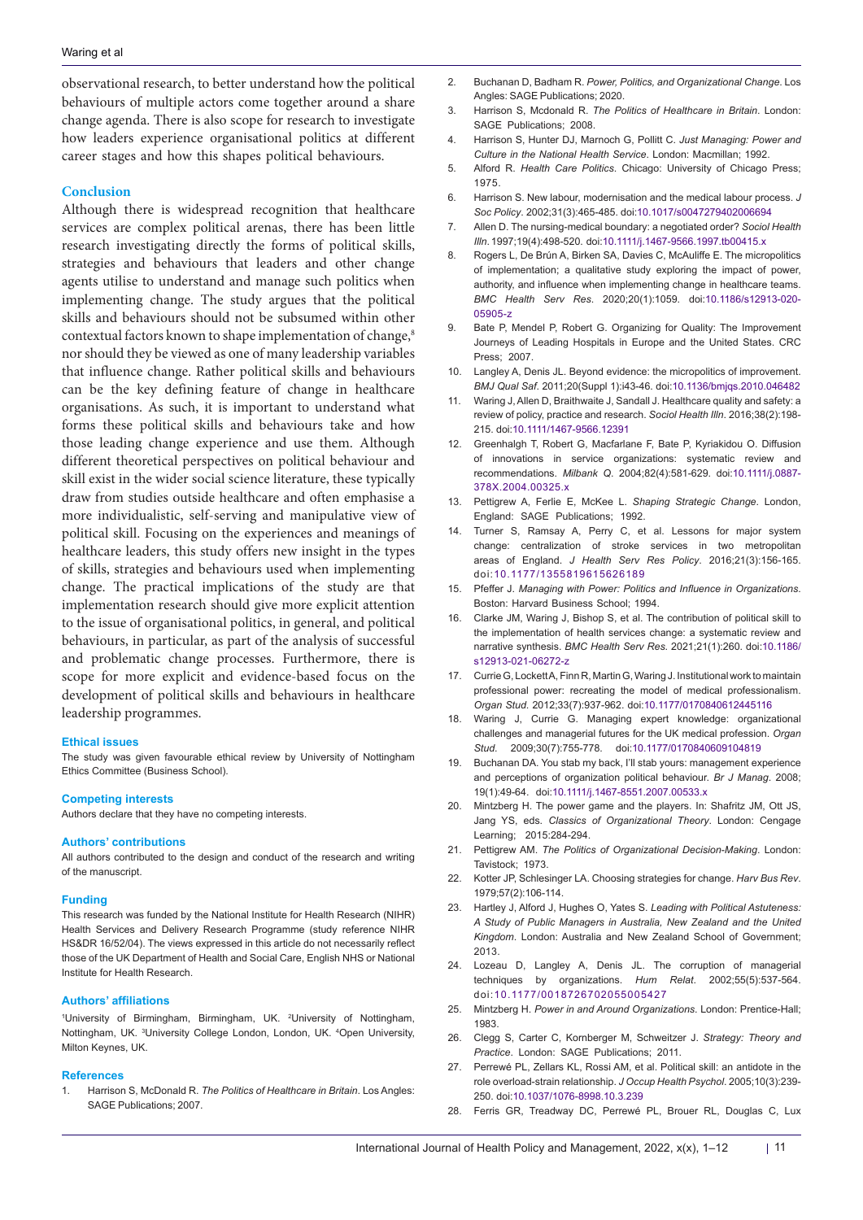observational research, to better understand how the political behaviours of multiple actors come together around a share change agenda. There is also scope for research to investigate how leaders experience organisational politics at different career stages and how this shapes political behaviours.

## Conclusion

Although there is widespread recognition that healthcare services are complex political arenas, there has been little research investigating directly the forms of political skills, strategies and behaviours that leaders and other change agents utilise to understand and manage such politics when implementing change. The study argues that the political skills and behaviours should not be subsumed within other contextual factors known to shape implementation of change,[8] nor should they be viewed as one of many leadership variables that influence change. Rather political skills and behaviours can be the key defining feature of change in healthcare organisations. As such, it is important to understand what forms these political skills and behaviours take and how those leading change experience and use them. Although different theoretical perspectives on political behaviour and skill exist in the wider social science literature, these typically draw from studies outside healthcare and often emphasise a more individualistic, self-serving and manipulative view of political skill. Focusing on the experiences and meanings of healthcare leaders, this study offers new insight in the types of skills, strategies and behaviours used when implementing change. The practical implications of the study are that implementation research should give more explicit attention to the issue of organisational politics, in general, and political behaviours, in particular, as part of the analysis of successful and problematic change processes. Furthermore, there is scope for more explicit and evidence-based focus on the development of political skills and behaviours in healthcare leadership programmes.

### Ethical issues

The study was given favourable ethical review by University of Nottingham Ethics Committee (Business School).

### Competing interests

Authors declare that they have no competing interests.

### Authors' contributions

All authors contributed to the design and conduct of the research and writing of the manuscript.

### Funding

This research was funded by the National Institute for Health Research (NIHR) Health Services and Delivery Research Programme (study reference NIHR HS&DR 16/52/04). The views expressed in this article do not necessarily reflect those of the UK Department of Health and Social Care, English NHS or National Institute for Health Research.

### Authors' affiliations

[1]University of Birmingham, Birmingham, UK. [2]University of Nottingham, Nottingham, UK. [3]University College London, London, UK. [4]Open University, Milton Keynes, UK.

### References

1. Harrison S, McDonald R. *The Politics of Healthcare in Britain*. Los Angles: SAGE Publications; 2007.
2. Buchanan D, Badham R. *Power, Politics, and Organizational Change*. Los Angles: SAGE Publications; 2020.
3. Harrison S, Mcdonald R. *The Politics of Healthcare in Britain*. London: SAGE Publications; 2008.
4. Harrison S, Hunter DJ, Marnoch G, Pollitt C. *Just Managing: Power and Culture in the National Health Service*. London: Macmillan; 1992.
5. Alford R. *Health Care Politics*. Chicago: University of Chicago Press; 1975.
6. Harrison S. New labour, modernisation and the medical labour process. *J Soc Policy*. 2002;31(3):465-485. doi:10.1017/s0047279402006694
7. Allen D. The nursing-medical boundary: a negotiated order? *Sociol Health Illn*. 1997;19(4):498-520. doi:10.1111/j.1467-9566.1997.tb00415.x
8. Rogers L, De Brún A, Birken SA, Davies C, McAuliffe E. The micropolitics of implementation; a qualitative study exploring the impact of power, authority, and influence when implementing change in healthcare teams. *BMC Health Serv Res*. 2020;20(1):1059. doi:10.1186/s12913-020-05905-z
9. Bate P, Mendel P, Robert G. Organizing for Quality: The Improvement Journeys of Leading Hospitals in Europe and the United States. CRC Press; 2007.
10. Langley A, Denis JL. Beyond evidence: the micropolitics of improvement. *BMJ Qual Saf*. 2011;20(Suppl 1):i43-46. doi:10.1136/bmjqs.2010.046482
11. Waring J, Allen D, Braithwaite J, Sandall J. Healthcare quality and safety: a review of policy, practice and research. *Sociol Health Illn*. 2016;38(2):198-215. doi:10.1111/1467-9566.12391
12. Greenhalgh T, Robert G, Macfarlane F, Bate P, Kyriakidou O. Diffusion of innovations in service organizations: systematic review and recommendations. *Milbank Q*. 2004;82(4):581-629. doi:10.1111/j.0887-378X.2004.00325.x
13. Pettigrew A, Ferlie E, McKee L. *Shaping Strategic Change*. London, England: SAGE Publications; 1992.
14. Turner S, Ramsay A, Perry C, et al. Lessons for major system change: centralization of stroke services in two metropolitan areas of England. *J Health Serv Res Policy*. 2016;21(3):156-165. doi:10.1177/1355819615626189
15. Pfeffer J. *Managing with Power: Politics and Influence in Organizations*. Boston: Harvard Business School; 1994.
16. Clarke JM, Waring J, Bishop S, et al. The contribution of political skill to the implementation of health services change: a systematic review and narrative synthesis. *BMC Health Serv Res*. 2021;21(1):260. doi:10.1186/s12913-021-06272-z
17. Currie G, Lockett A, Finn R, Martin G, Waring J. Institutional work to maintain professional power: recreating the model of medical professionalism. *Organ Stud*. 2012;33(7):937-962. doi:10.1177/0170840612445116
18. Waring J, Currie G. Managing expert knowledge: organizational challenges and managerial futures for the UK medical profession. *Organ Stud*. 2009;30(7):755-778. doi:10.1177/0170840609104819
19. Buchanan DA. You stab my back, I'll stab yours: management experience and perceptions of organization political behaviour. *Br J Manag*. 2008;19(1):49-64. doi:10.1111/j.1467-8551.2007.00533.x
20. Mintzberg H. The power game and the players. In: Shafritz JM, Ott JS, Jang YS, eds. *Classics of Organizational Theory*. London: Cengage Learning; 2015:284-294.
21. Pettigrew AM. *The Politics of Organizational Decision-Making*. London: Tavistock; 1973.
22. Kotter JP, Schlesinger LA. Choosing strategies for change. *Harv Bus Rev*. 1979;57(2):106-114.
23. Hartley J, Alford J, Hughes O, Yates S. *Leading with Political Astuteness: A Study of Public Managers in Australia, New Zealand and the United Kingdom*. London: Australia and New Zealand School of Government; 2013.
24. Lozeau D, Langley A, Denis JL. The corruption of managerial techniques by organizations. *Hum Relat*. 2002;55(5):537-564. doi:10.1177/0018726702055005427
25. Mintzberg H. *Power in and Around Organizations*. London: Prentice-Hall; 1983.
26. Clegg S, Carter C, Kornberger M, Schweitzer J. *Strategy: Theory and Practice*. London: SAGE Publications; 2011.
27. Perrewé PL, Zellars KL, Rossi AM, et al. Political skill: an antidote in the role overload-strain relationship. *J Occup Health Psychol*. 2005;10(3):239-250. doi:10.1037/1076-8998.10.3.239
28. Ferris GR, Treadway DC, Perrewé PL, Brouer RL, Douglas C, Lux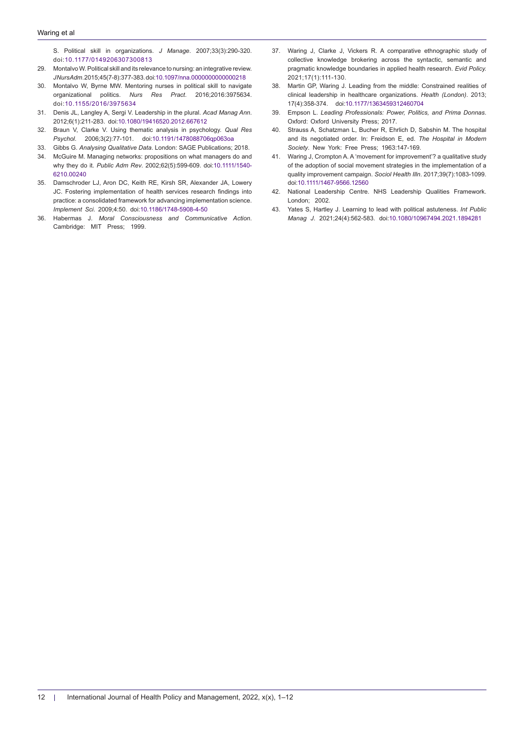S. Political skill in organizations. *J Manage*. 2007;33(3):290-320. doi:10.1177/0149206307300813

29. Montalvo W. Political skill and its relevance to nursing: an integrative review. *JNursAdm*.2015;45(7-8):377-383. doi:10.1097/nna.0000000000000218
30. Montalvo W, Byrne MW. Mentoring nurses in political skill to navigate organizational politics. *Nurs Res Pract*. 2016;2016:3975634. doi:10.1155/2016/3975634
31. Denis JL, Langley A, Sergi V. Leadership in the plural. *Acad Manag Ann*. 2012;6(1):211-283. doi:10.1080/19416520.2012.667612
32. Braun V, Clarke V. Using thematic analysis in psychology. *Qual Res Psychol*. 2006;3(2):77-101. doi:10.1191/1478088706qp063oa
33. Gibbs G. *Analysing Qualitative Data*. London: SAGE Publications; 2018.
34. McGuire M. Managing networks: propositions on what managers do and why they do it. *Public Adm Rev*. 2002;62(5):599-609. doi:10.1111/1540-6210.00240
35. Damschroder LJ, Aron DC, Keith RE, Kirsh SR, Alexander JA, Lowery JC. Fostering implementation of health services research findings into practice: a consolidated framework for advancing implementation science. *Implement Sci*. 2009;4:50. doi:10.1186/1748-5908-4-50
36. Habermas J. *Moral Consciousness and Communicative Action*. Cambridge: MIT Press; 1999.
37. Waring J, Clarke J, Vickers R. A comparative ethnographic study of collective knowledge brokering across the syntactic, semantic and pragmatic knowledge boundaries in applied health research. *Evid Policy*. 2021;17(1):111-130.
38. Martin GP, Waring J. Leading from the middle: Constrained realities of clinical leadership in healthcare organizations. *Health (London)*. 2013; 17(4):358-374. doi:10.1177/1363459312460704
39. Empson L. *Leading Professionals: Power, Politics, and Prima Donnas*. Oxford: Oxford University Press; 2017.
40. Strauss A, Schatzman L, Bucher R, Ehrlich D, Sabshin M. The hospital and its negotiated order. In: Freidson E, ed. *The Hospital in Modern Society*. New York: Free Press; 1963:147-169.
41. Waring J, Crompton A. A 'movement for improvement'? a qualitative study of the adoption of social movement strategies in the implementation of a quality improvement campaign. *Sociol Health Illn*. 2017;39(7):1083-1099. doi:10.1111/1467-9566.12560
42. National Leadership Centre. NHS Leadership Qualities Framework. London; 2002.
43. Yates S, Hartley J. Learning to lead with political astuteness. *Int Public Manag J*. 2021;24(4):562-583. doi:10.1080/10967494.2021.1894281